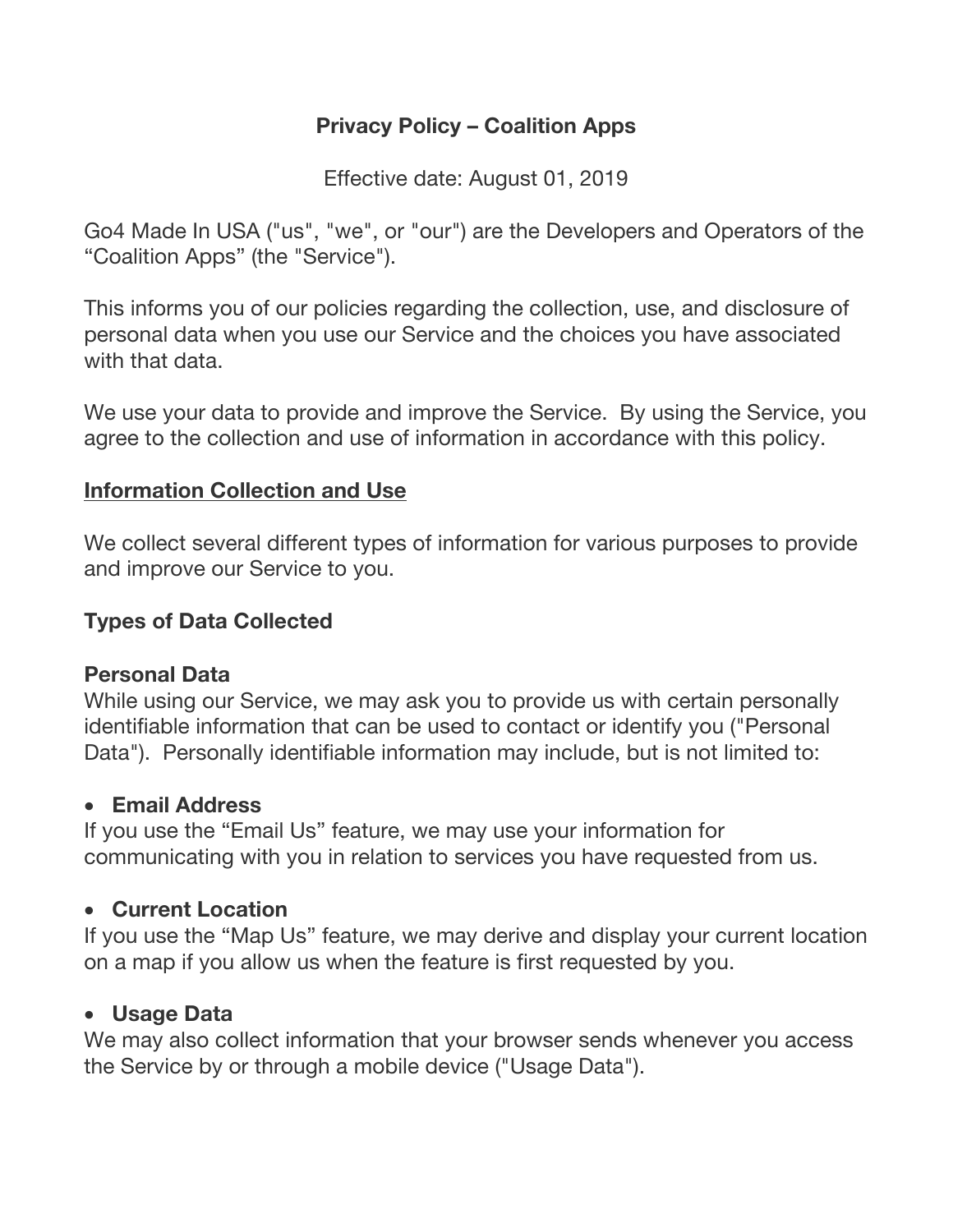# Privacy Policy – Coalition Apps

Effective date: August 01, 2019

Go4 Made In USA ("us", "we", or "our") are the Developers and Operators of the "Coalition Apps" (the "Service").

This informs you of our policies regarding the collection, use, and disclosure of personal data when you use our Service and the choices you have associated with that data.

We use your data to provide and improve the Service. By using the Service, you agree to the collection and use of information in accordance with this policy.

## <u>Information Collection and Use</u>

We collect several different types of information for various purposes to provide and improve our Service to you.

### Types of Data Collected

#### Personal Data

While using our Service, we may ask you to provide us with certain personally identifiable information that can be used to contact or identify you ("Personal Data"). Personally identifiable information may include, but is not limited to:

- **Email Address**

If you use the "Email Us" feature, we may use your information for communicating with you in relation to services you have requested from us.

- **Current Location**

If you use the "Map Us" feature, we may derive and display your current location on a map if you allow us when the feature is first requested by you.

- **Usage Data**

We may also collect information that your browser sends whenever you access the Service by or through a mobile device ("Usage Data").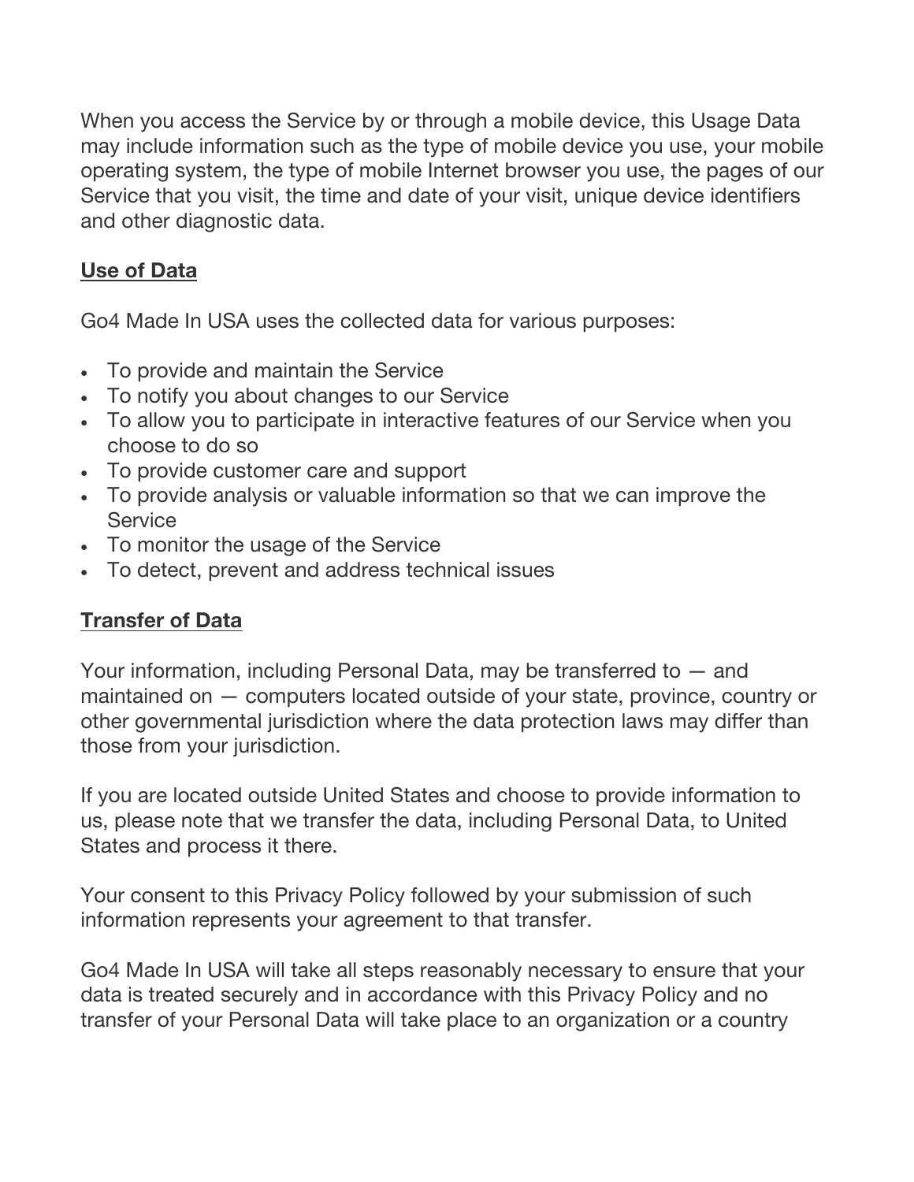When you access the Service by or through a mobile device, this Usage Data may include information such as the type of mobile device you use, your mobile operating system, the type of mobile Internet browser you use, the pages of our Service that you visit, the time and date of your visit, unique device identifiers and other diagnostic data.

## Use of Data

Go4 Made In USA uses the collected data for various purposes:

- To provide and maintain the Service
- To notify you about changes to our Service
- To allow you to participate in interactive features of our Service when you choose to do so
- To provide customer care and support
- To provide analysis or valuable information so that we can improve the Service
- To monitor the usage of the Service
- To detect, prevent and address technical issues

## Transfer of Data

Your information, including Personal Data, may be transferred to — and maintained on — computers located outside of your state, province, country or other governmental jurisdiction where the data protection laws may differ than those from your jurisdiction.

If you are located outside United States and choose to provide information to us, please note that we transfer the data, including Personal Data, to United States and process it there.

Your consent to this Privacy Policy followed by your submission of such information represents your agreement to that transfer.

Go4 Made In USA will take all steps reasonably necessary to ensure that your data is treated securely and in accordance with this Privacy Policy and no transfer of your Personal Data will take place to an organization or a country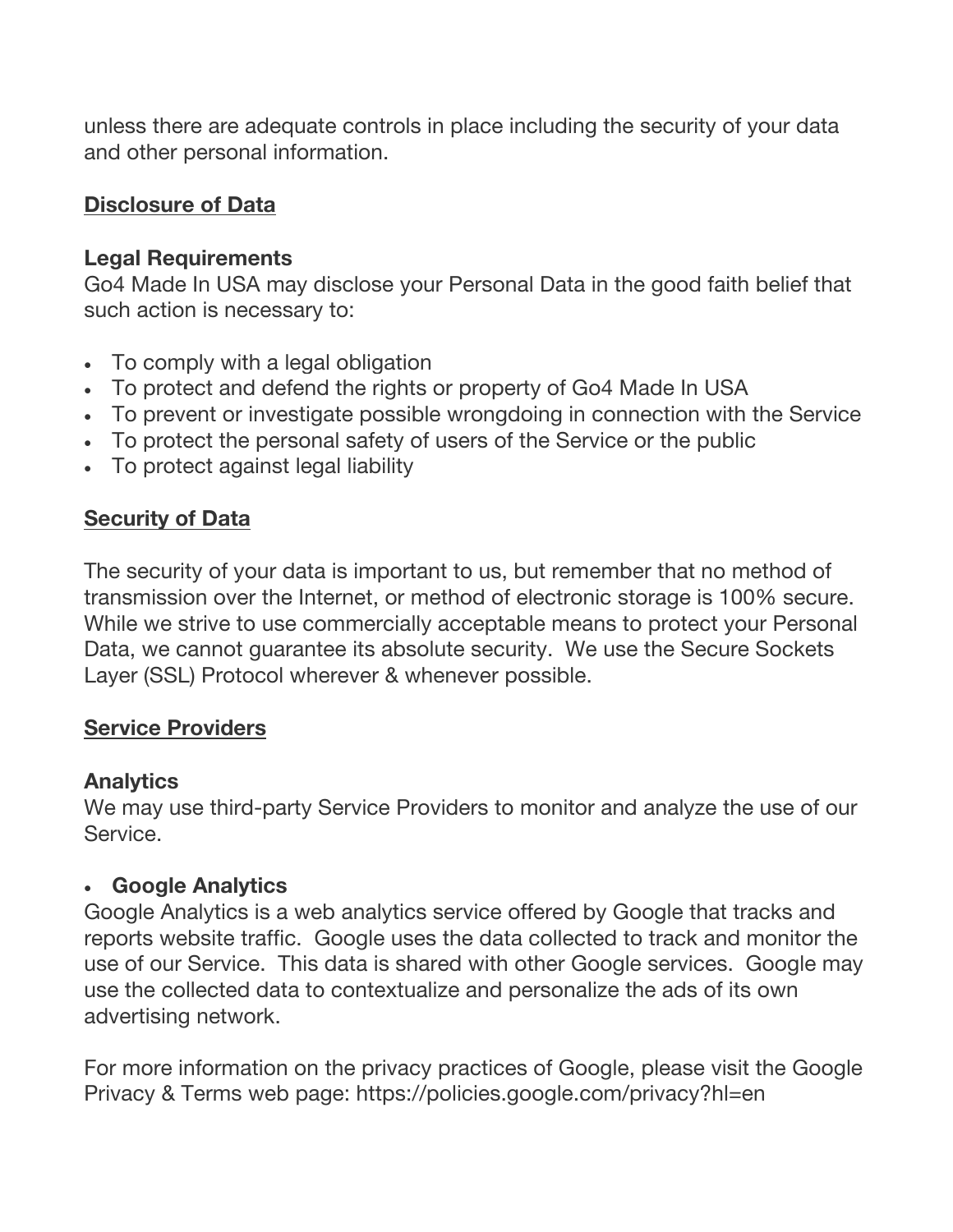unless there are adequate controls in place including the security of your data and other personal information.

## Disclosure of Data

**Legal Requirements**
Go4 Made In USA may disclose your Personal Data in the good faith belief that such action is necessary to:

- To comply with a legal obligation
- To protect and defend the rights or property of Go4 Made In USA
- To prevent or investigate possible wrongdoing in connection with the Service
- To protect the personal safety of users of the Service or the public
- To protect against legal liability

## Security of Data

The security of your data is important to us, but remember that no method of transmission over the Internet, or method of electronic storage is 100% secure. While we strive to use commercially acceptable means to protect your Personal Data, we cannot guarantee its absolute security. We use the Secure Sockets Layer (SSL) Protocol wherever & whenever possible.

## Service Providers

**Analytics**
We may use third-party Service Providers to monitor and analyze the use of our Service.

- **Google Analytics**

Google Analytics is a web analytics service offered by Google that tracks and reports website traffic. Google uses the data collected to track and monitor the use of our Service. This data is shared with other Google services. Google may use the collected data to contextualize and personalize the ads of its own advertising network.

For more information on the privacy practices of Google, please visit the Google Privacy & Terms web page: https://policies.google.com/privacy?hl=en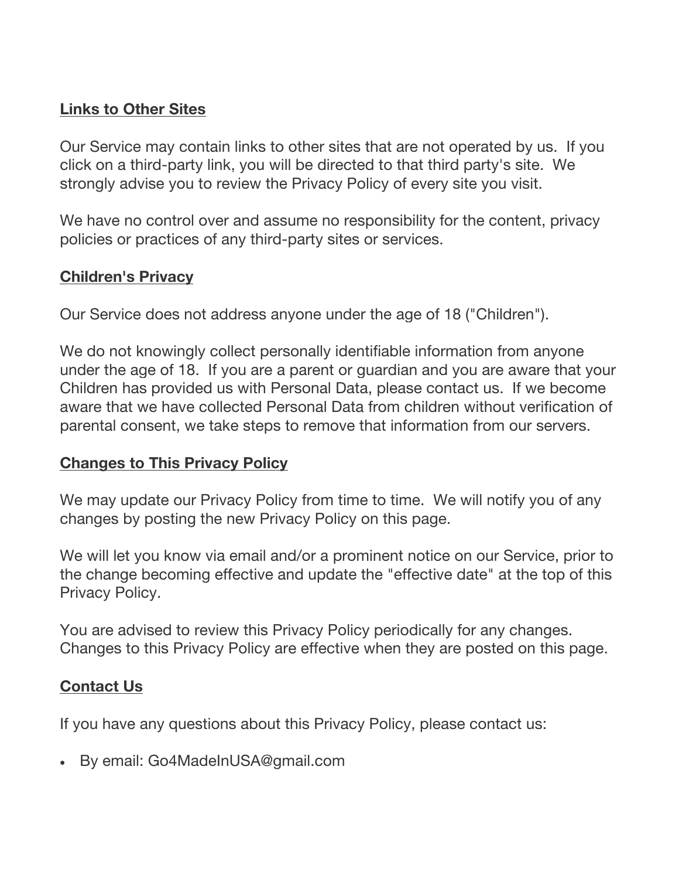## Links to Other Sites

Our Service may contain links to other sites that are not operated by us. If you click on a third-party link, you will be directed to that third party's site. We strongly advise you to review the Privacy Policy of every site you visit.

We have no control over and assume no responsibility for the content, privacy policies or practices of any third-party sites or services.

## Children's Privacy

Our Service does not address anyone under the age of 18 ("Children").

We do not knowingly collect personally identifiable information from anyone under the age of 18. If you are a parent or guardian and you are aware that your Children has provided us with Personal Data, please contact us. If we become aware that we have collected Personal Data from children without verification of parental consent, we take steps to remove that information from our servers.

## Changes to This Privacy Policy

We may update our Privacy Policy from time to time. We will notify you of any changes by posting the new Privacy Policy on this page.

We will let you know via email and/or a prominent notice on our Service, prior to the change becoming effective and update the "effective date" at the top of this Privacy Policy.

You are advised to review this Privacy Policy periodically for any changes. Changes to this Privacy Policy are effective when they are posted on this page.

## Contact Us

If you have any questions about this Privacy Policy, please contact us:

- By email: Go4MadeInUSA@gmail.com